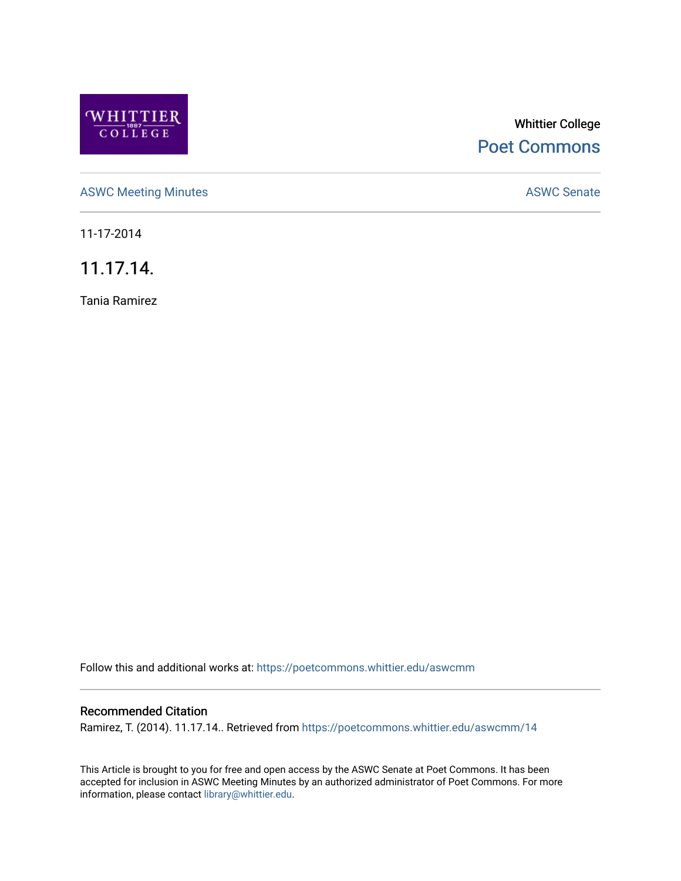Whittier College

Poet Commons

ASWC Meeting Minutes

ASWC Senate

11-17-2014

# 11.17.14.

Tania Ramirez

Follow this and additional works at: https://poetcommons.whittier.edu/aswcmm

## Recommended Citation

Ramirez, T. (2014). 11.17.14.. Retrieved from https://poetcommons.whittier.edu/aswcmm/14

This Article is brought to you for free and open access by the ASWC Senate at Poet Commons. It has been accepted for inclusion in ASWC Meeting Minutes by an authorized administrator of Poet Commons. For more information, please contact library@whittier.edu.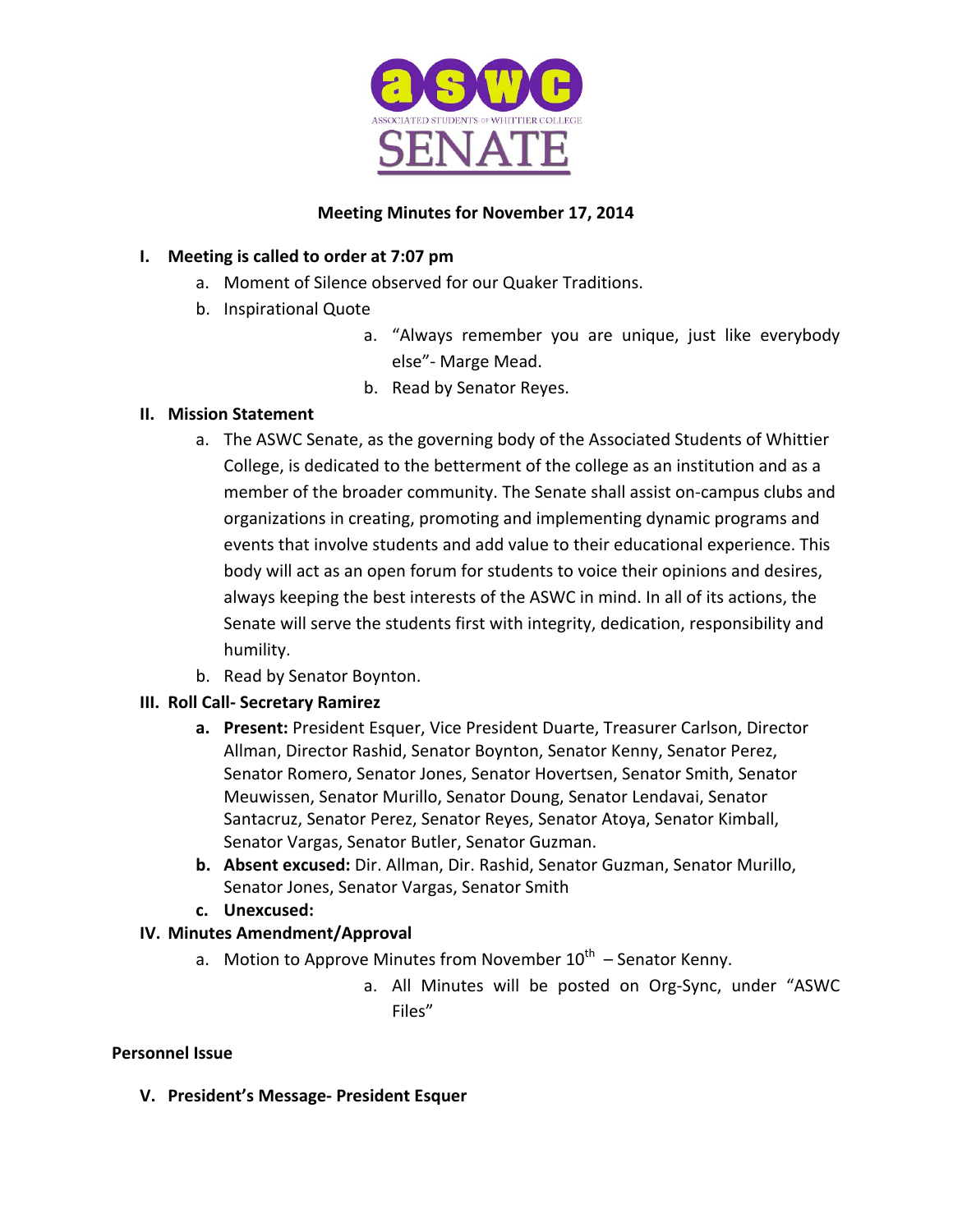**ASSOCIATED STUDENTS OF WHITTIER COLLEGE**

# SENATE

**Meeting Minutes for November 17, 2014**

**I. Meeting is called to order at 7:07 pm**

a. Moment of Silence observed for our Quaker Traditions.

b. Inspirational Quote

  a. "Always remember you are unique, just like everybody else"- Marge Mead.

  b. Read by Senator Reyes.

**II. Mission Statement**

a. The ASWC Senate, as the governing body of the Associated Students of Whittier College, is dedicated to the betterment of the college as an institution and as a member of the broader community. The Senate shall assist on-campus clubs and organizations in creating, promoting and implementing dynamic programs and events that involve students and add value to their educational experience. This body will act as an open forum for students to voice their opinions and desires, always keeping the best interests of the ASWC in mind. In all of its actions, the Senate will serve the students first with integrity, dedication, responsibility and humility.

b. Read by Senator Boynton.

**III. Roll Call- Secretary Ramirez**

**a. Present:** President Esquer, Vice President Duarte, Treasurer Carlson, Director Allman, Director Rashid, Senator Boynton, Senator Kenny, Senator Perez, Senator Romero, Senator Jones, Senator Hovertsen, Senator Smith, Senator Meuwissen, Senator Murillo, Senator Doung, Senator Lendavai, Senator Santacruz, Senator Perez, Senator Reyes, Senator Atoya, Senator Kimball, Senator Vargas, Senator Butler, Senator Guzman.

**b. Absent excused:** Dir. Allman, Dir. Rashid, Senator Guzman, Senator Murillo, Senator Jones, Senator Vargas, Senator Smith

**c. Unexcused:**

**IV. Minutes Amendment/Approval**

a. Motion to Approve Minutes from November 10th – Senator Kenny.

  a. All Minutes will be posted on Org-Sync, under "ASWC Files"

**Personnel Issue**

**V. President's Message- President Esquer**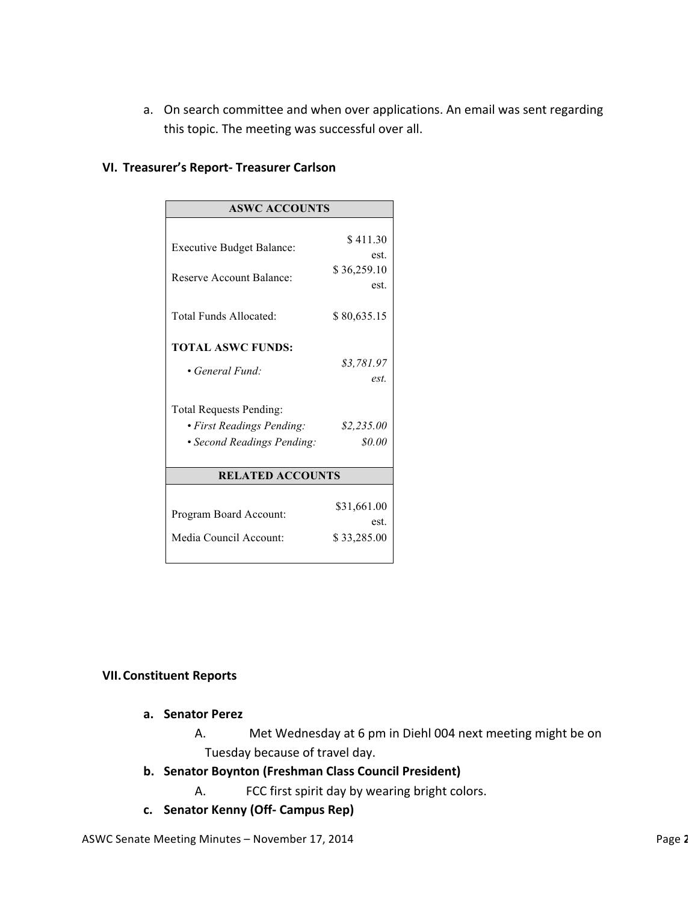a. On search committee and when over applications. An email was sent regarding this topic. The meeting was successful over all.

### VI. Treasurer's Report- Treasurer Carlson

| ASWC ACCOUNTS | |
|---|---|
| Executive Budget Balance: | $ 411.30 est. |
| Reserve Account Balance: | $ 36,259.10 est. |
| Total Funds Allocated: | $ 80,635.15 |
| **TOTAL ASWC FUNDS:** | |
| • *General Fund:* | *$3,781.97 est.* |
| Total Requests Pending: | |
| • *First Readings Pending:* | *$2,235.00* |
| • *Second Readings Pending:* | *$0.00* |
| **RELATED ACCOUNTS** | |
| Program Board Account: | $31,661.00 est. |
| Media Council Account: | $ 33,285.00 |

### VII. Constituent Reports

**a. Senator Perez**

A. Met Wednesday at 6 pm in Diehl 004 next meeting might be on Tuesday because of travel day.

**b. Senator Boynton (Freshman Class Council President)**

A. FCC first spirit day by wearing bright colors.

**c. Senator Kenny (Off- Campus Rep)**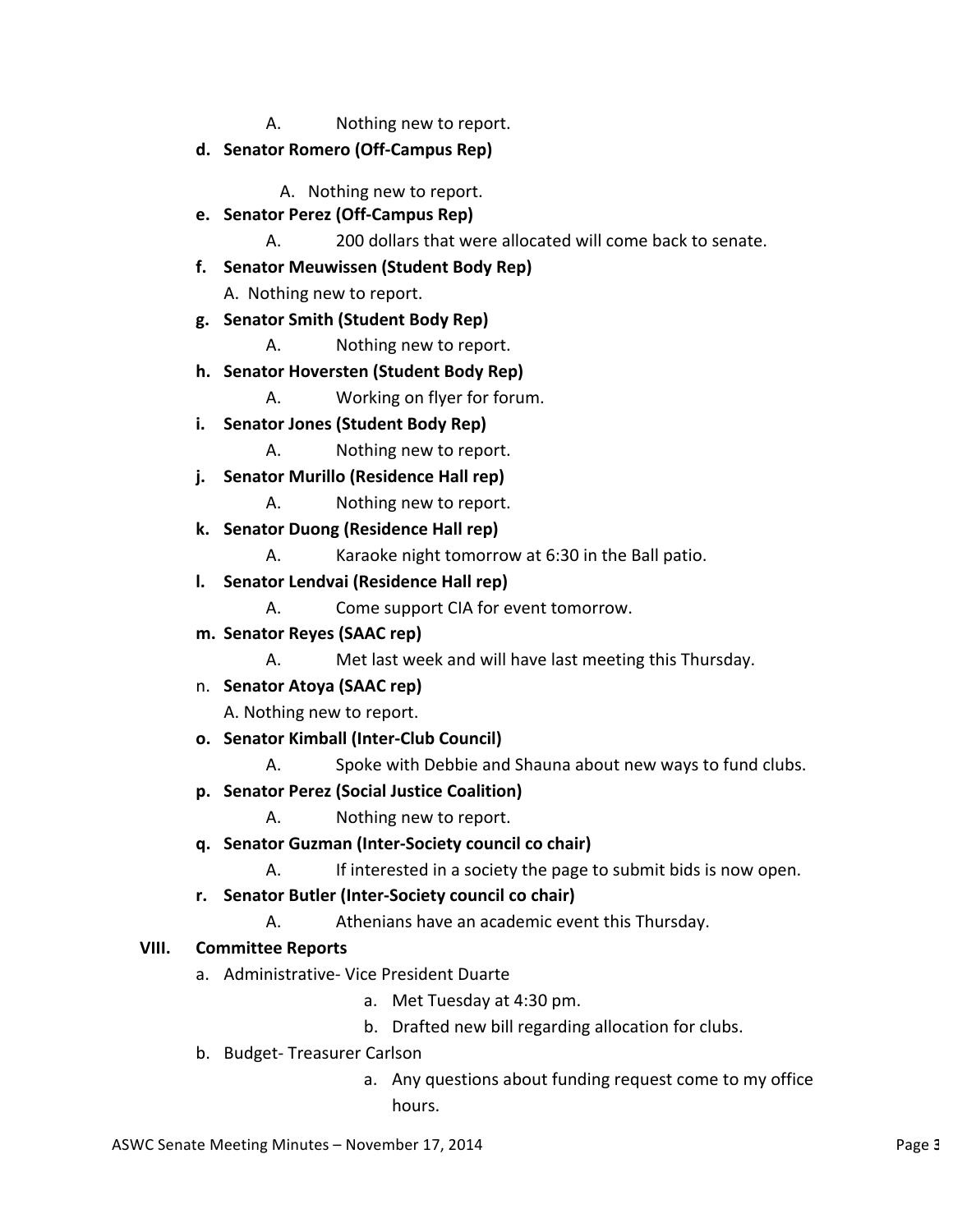A. Nothing new to report.

**d. Senator Romero (Off-Campus Rep)**

A. Nothing new to report.

**e. Senator Perez (Off-Campus Rep)**

A. 200 dollars that were allocated will come back to senate.

**f. Senator Meuwissen (Student Body Rep)**

A. Nothing new to report.

**g. Senator Smith (Student Body Rep)**

A. Nothing new to report.

**h. Senator Hoversten (Student Body Rep)**

A. Working on flyer for forum.

**i. Senator Jones (Student Body Rep)**

A. Nothing new to report.

**j. Senator Murillo (Residence Hall rep)**

A. Nothing new to report.

**k. Senator Duong (Residence Hall rep)**

A. Karaoke night tomorrow at 6:30 in the Ball patio.

**l. Senator Lendvai (Residence Hall rep)**

A. Come support CIA for event tomorrow.

**m. Senator Reyes (SAAC rep)**

A. Met last week and will have last meeting this Thursday.

n. **Senator Atoya (SAAC rep)**

A. Nothing new to report.

**o. Senator Kimball (Inter-Club Council)**

A. Spoke with Debbie and Shauna about new ways to fund clubs.

**p. Senator Perez (Social Justice Coalition)**

A. Nothing new to report.

**q. Senator Guzman (Inter-Society council co chair)**

A. If interested in a society the page to submit bids is now open.

**r. Senator Butler (Inter-Society council co chair)**

A. Athenians have an academic event this Thursday.

## VIII. Committee Reports

a. Administrative- Vice President Duarte

- a. Met Tuesday at 4:30 pm.
- b. Drafted new bill regarding allocation for clubs.

b. Budget- Treasurer Carlson

- a. Any questions about funding request come to my office hours.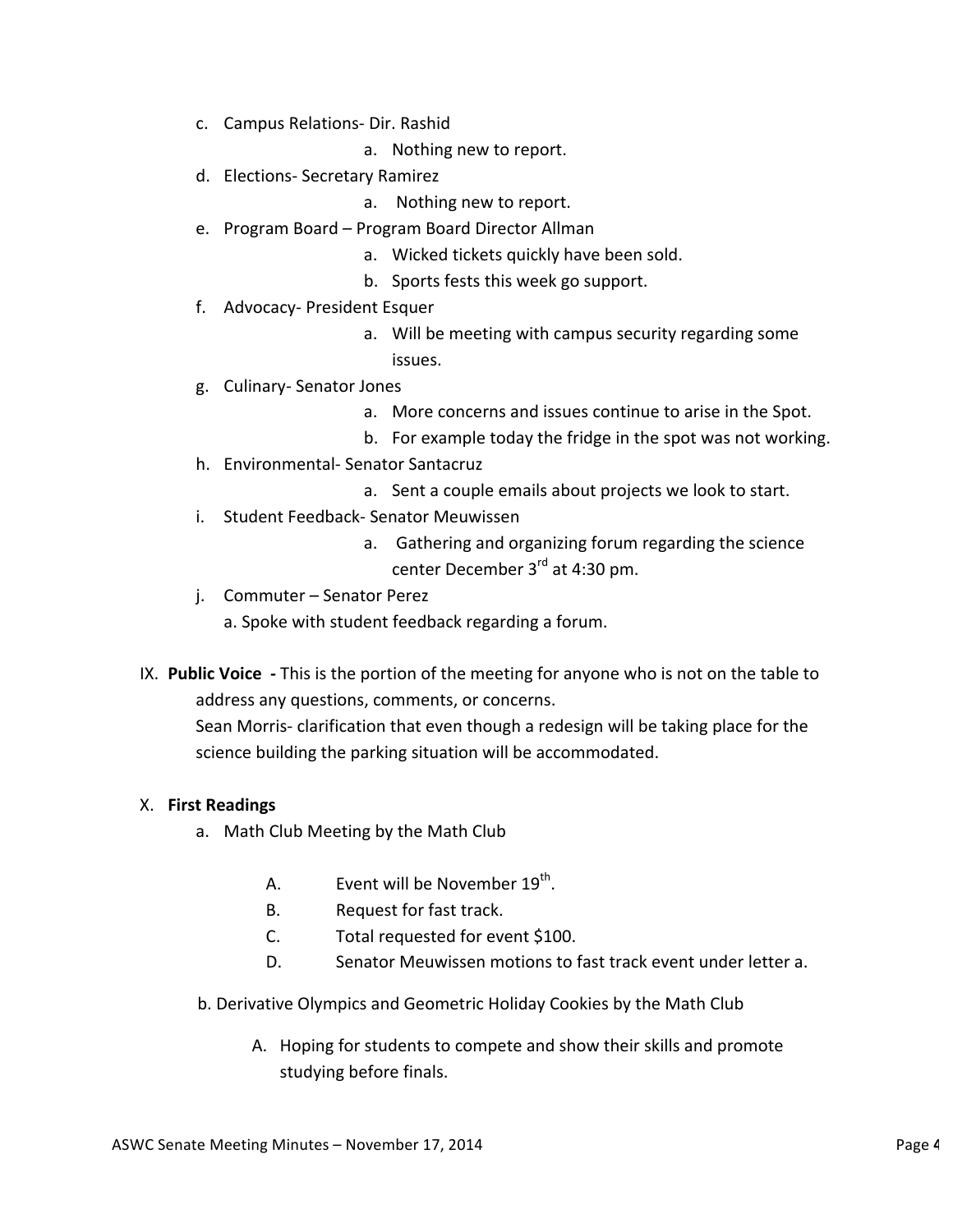c. Campus Relations- Dir. Rashid
    a. Nothing new to report.
d. Elections- Secretary Ramirez
    a. Nothing new to report.
e. Program Board – Program Board Director Allman
    a. Wicked tickets quickly have been sold.
    b. Sports fests this week go support.
f. Advocacy- President Esquer
    a. Will be meeting with campus security regarding some issues.
g. Culinary- Senator Jones
    a. More concerns and issues continue to arise in the Spot.
    b. For example today the fridge in the spot was not working.
h. Environmental- Senator Santacruz
    a. Sent a couple emails about projects we look to start.
i. Student Feedback- Senator Meuwissen
    a. Gathering and organizing forum regarding the science center December 3rd at 4:30 pm.
j. Commuter – Senator Perez
    a. Spoke with student feedback regarding a forum.

IX. **Public Voice -** This is the portion of the meeting for anyone who is not on the table to address any questions, comments, or concerns.
Sean Morris- clarification that even though a redesign will be taking place for the science building the parking situation will be accommodated.

X. **First Readings**

a. Math Club Meeting by the Math Club

- A. Event will be November 19th.
- B. Request for fast track.
- C. Total requested for event $100.
- D. Senator Meuwissen motions to fast track event under letter a.

b. Derivative Olympics and Geometric Holiday Cookies by the Math Club

- A. Hoping for students to compete and show their skills and promote studying before finals.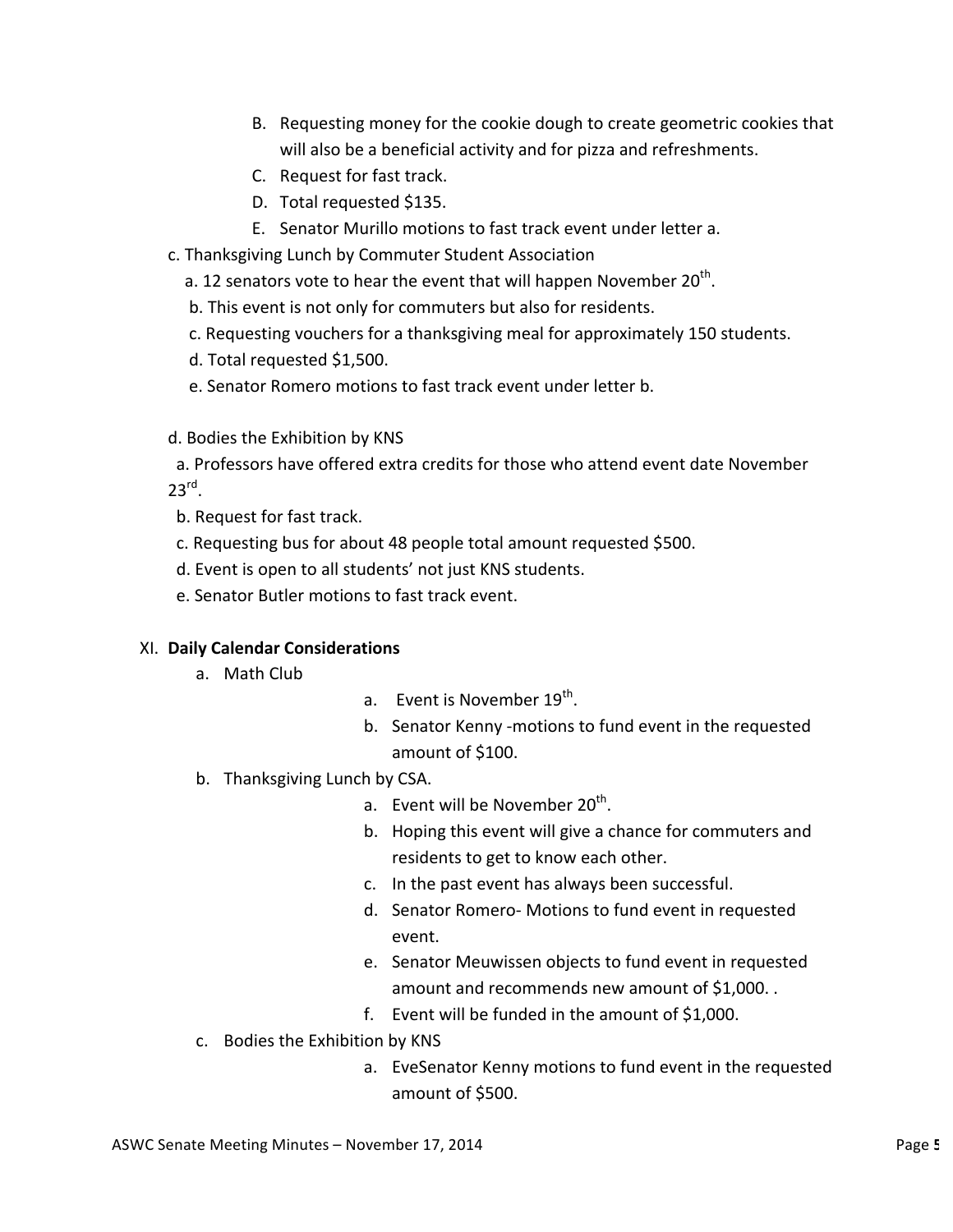B. Requesting money for the cookie dough to create geometric cookies that will also be a beneficial activity and for pizza and refreshments.
   C. Request for fast track.
   D. Total requested $135.
   E. Senator Murillo motions to fast track event under letter a.

c. Thanksgiving Lunch by Commuter Student Association
   a. 12 senators vote to hear the event that will happen November 20th.
   b. This event is not only for commuters but also for residents.
   c. Requesting vouchers for a thanksgiving meal for approximately 150 students.
   d. Total requested $1,500.
   e. Senator Romero motions to fast track event under letter b.

d. Bodies the Exhibition by KNS
   a. Professors have offered extra credits for those who attend event date November 23rd.
   b. Request for fast track.
   c. Requesting bus for about 48 people total amount requested $500.
   d. Event is open to all students' not just KNS students.
   e. Senator Butler motions to fast track event.

XI. **Daily Calendar Considerations**

   a. Math Club
      a. Event is November 19th.
      b. Senator Kenny -motions to fund event in the requested amount of $100.
   b. Thanksgiving Lunch by CSA.
      a. Event will be November 20th.
      b. Hoping this event will give a chance for commuters and residents to get to know each other.
      c. In the past event has always been successful.
      d. Senator Romero- Motions to fund event in requested event.
      e. Senator Meuwissen objects to fund event in requested amount and recommends new amount of $1,000. .
      f. Event will be funded in the amount of $1,000.
   c. Bodies the Exhibition by KNS
      a. EveSenator Kenny motions to fund event in the requested amount of $500.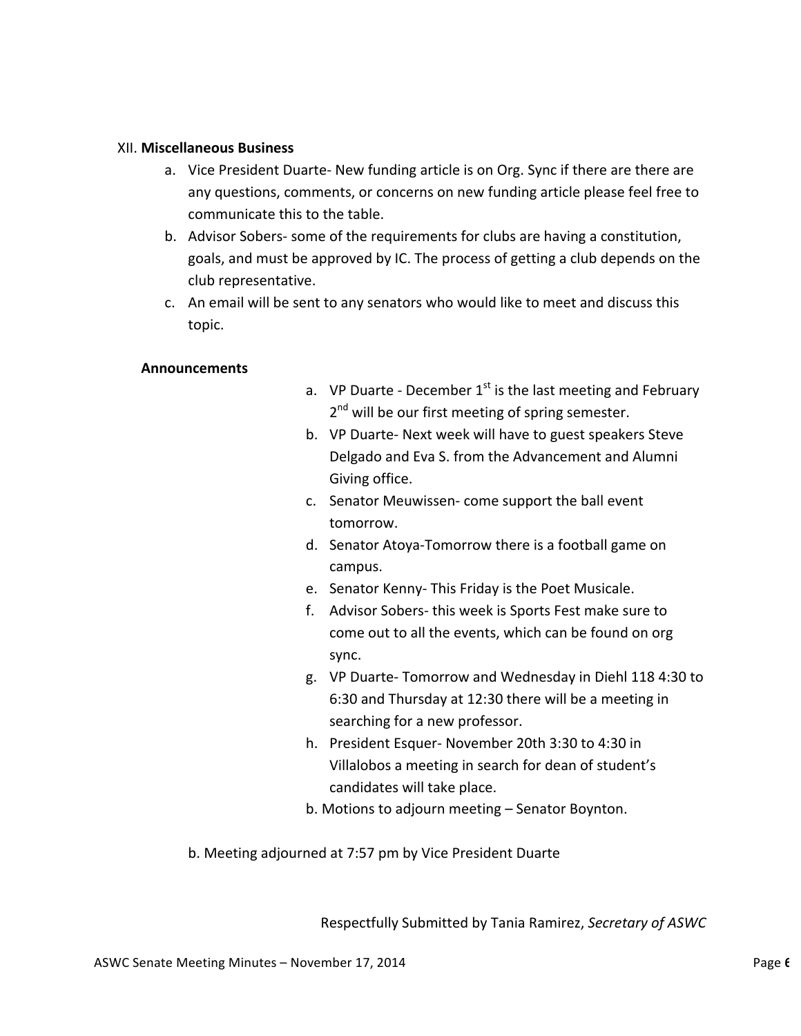XII. **Miscellaneous Business**

a. Vice President Duarte- New funding article is on Org. Sync if there are there are any questions, comments, or concerns on new funding article please feel free to communicate this to the table.
b. Advisor Sobers- some of the requirements for clubs are having a constitution, goals, and must be approved by IC. The process of getting a club depends on the club representative.
c. An email will be sent to any senators who would like to meet and discuss this topic.

**Announcements**

a. VP Duarte - December 1st is the last meeting and February 2nd will be our first meeting of spring semester.
b. VP Duarte- Next week will have to guest speakers Steve Delgado and Eva S. from the Advancement and Alumni Giving office.
c. Senator Meuwissen- come support the ball event tomorrow.
d. Senator Atoya-Tomorrow there is a football game on campus.
e. Senator Kenny- This Friday is the Poet Musicale.
f. Advisor Sobers- this week is Sports Fest make sure to come out to all the events, which can be found on org sync.
g. VP Duarte- Tomorrow and Wednesday in Diehl 118 4:30 to 6:30 and Thursday at 12:30 there will be a meeting in searching for a new professor.
h. President Esquer- November 20th 3:30 to 4:30 in Villalobos a meeting in search for dean of student's candidates will take place.

b. Motions to adjourn meeting – Senator Boynton.

b. Meeting adjourned at 7:57 pm by Vice President Duarte

Respectfully Submitted by Tania Ramirez, *Secretary of ASWC*